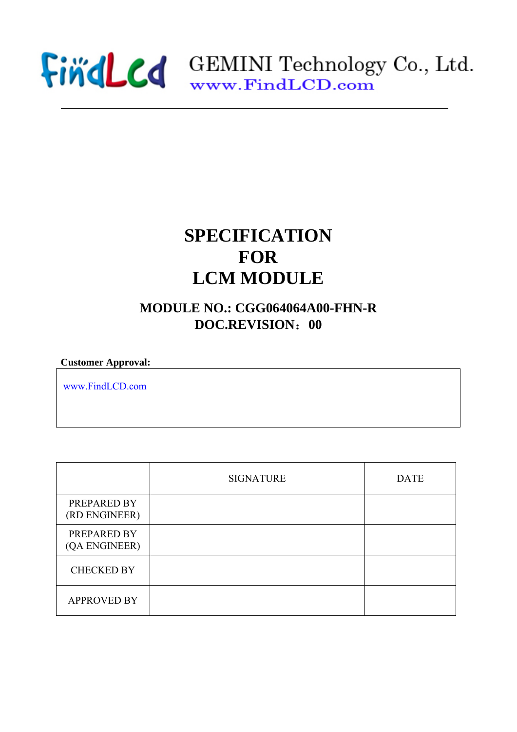FindLCD GEMINI Technology Co., Ltd.
www.FindLCD.com

# SPECIFICATION
# FOR
# LCM MODULE

## MODULE NO.: CGG064064A00-FHN-R
## DOC.REVISION：00

**Customer Approval:**

| www.FindLCD.com |
|---|

| | SIGNATURE | DATE |
|---|---|---|
| PREPARED BY (RD ENGINEER) | | |
| PREPARED BY (QA ENGINEER) | | |
| CHECKED BY | | |
| APPROVED BY | | |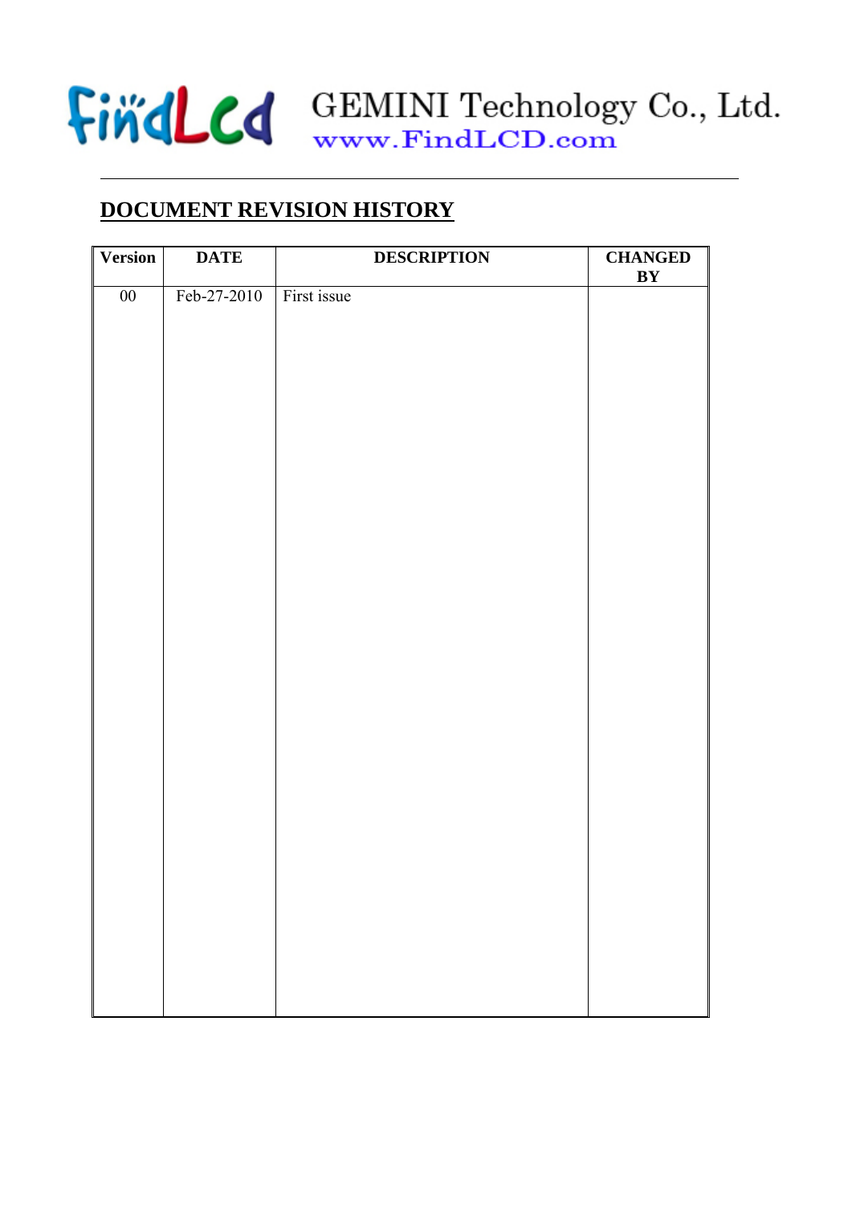## DOCUMENT REVISION HISTORY

| Version | DATE | DESCRIPTION | CHANGED BY |
|---|---|---|---|
| 00 | Feb-27-2010 | First issue | |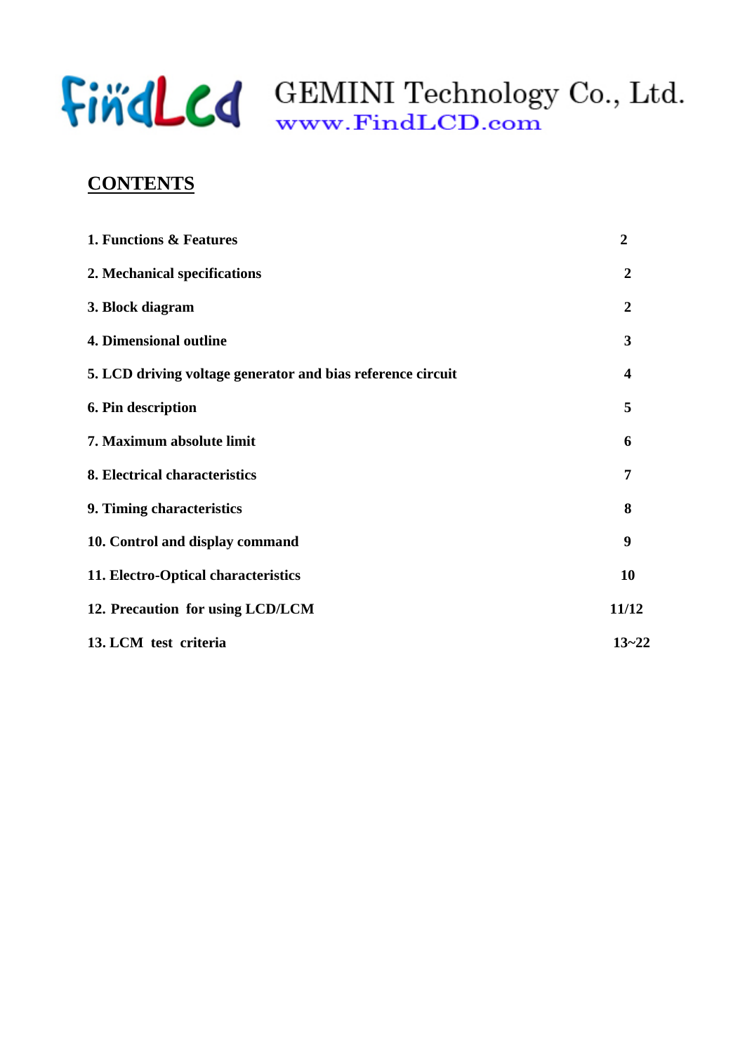# GEMINI Technology Co., Ltd.

www.FindLCD.com

## CONTENTS

| | |
|---|---|
| **1. Functions & Features** | **2** |
| **2. Mechanical specifications** | **2** |
| **3. Block diagram** | **2** |
| **4. Dimensional outline** | **3** |
| **5. LCD driving voltage generator and bias reference circuit** | **4** |
| **6. Pin description** | **5** |
| **7. Maximum absolute limit** | **6** |
| **8. Electrical characteristics** | **7** |
| **9. Timing characteristics** | **8** |
| **10. Control and display command** | **9** |
| **11. Electro-Optical characteristics** | **10** |
| **12. Precaution for using LCD/LCM** | **11/12** |
| **13. LCM test criteria** | **13~22** |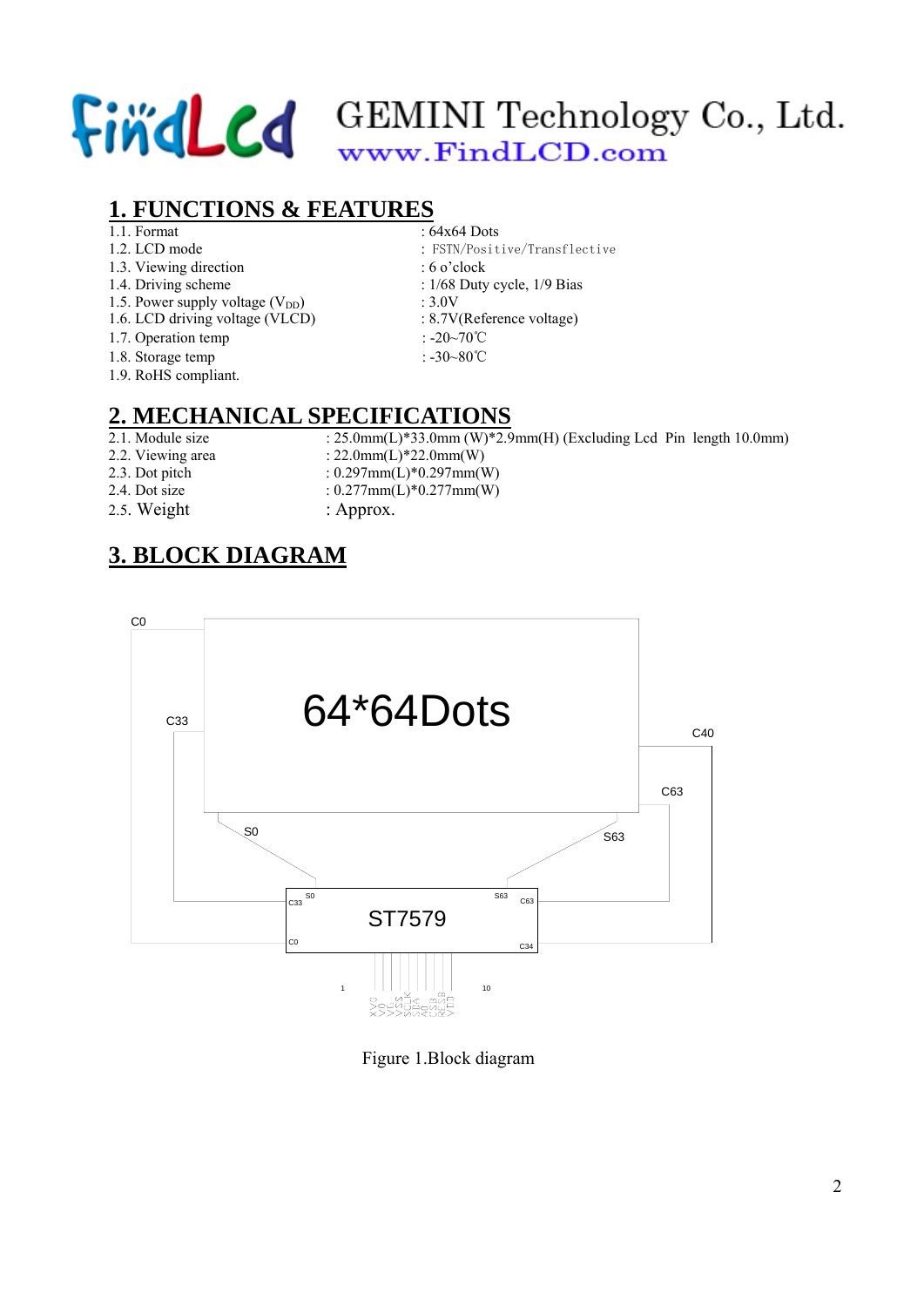GEMINI Technology Co., Ltd.
www.FindLCD.com

## 1. FUNCTIONS & FEATURES

| | |
|---|---|
| 1.1. Format | : 64x64 Dots |
| 1.2. LCD mode | : FSTN/Positive/Transflective |
| 1.3. Viewing direction | : 6 o'clock |
| 1.4. Driving scheme | : 1/68 Duty cycle, 1/9 Bias |
| 1.5. Power supply voltage ($V_{DD}$) | : 3.0V |
| 1.6. LCD driving voltage (VLCD) | : 8.7V(Reference voltage) |
| 1.7. Operation temp | : -20~70℃ |
| 1.8. Storage temp | : -30~80℃ |
| 1.9. RoHS compliant. | |

## 2. MECHANICAL SPECIFICATIONS

| | |
|---|---|
| 2.1. Module size | : 25.0mm(L)*33.0mm (W)*2.9mm(H) (Excluding Lcd Pin length 10.0mm) |
| 2.2. Viewing area | : 22.0mm(L)*22.0mm(W) |
| 2.3. Dot pitch | : 0.297mm(L)*0.297mm(W) |
| 2.4. Dot size | : 0.277mm(L)*0.277mm(W) |
| 2.5. Weight | : Approx. |

## 3. BLOCK DIAGRAM

Figure 1.Block diagram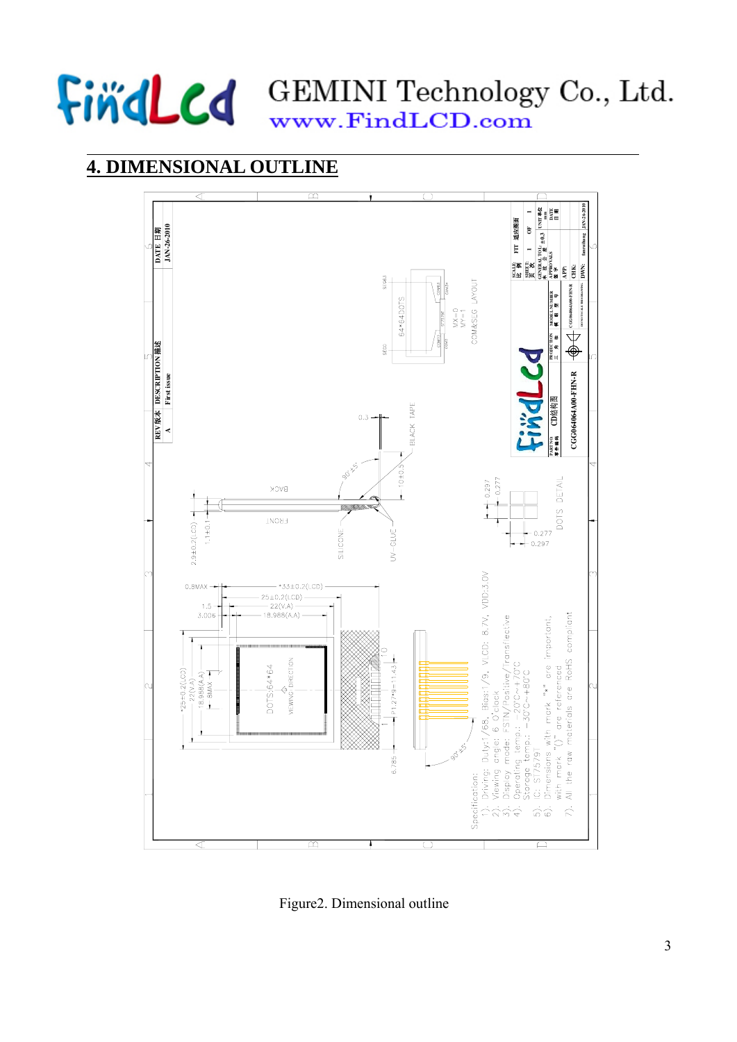## 4. DIMENSIONAL OUTLINE

Specification:

1). Driving: Duty:1/68, Bias:1/9, VLCD: 8.7V, VDD:3.0V
2). Viewing angle: 6 O'clock
3). Display mode: FSTN/Positive/Transflective
4). Operating temp.: -20°C~+70°C
Storage temp.: -30°C~+80°C
5). IC: ST7579
6). Dimensions with mark "*" are important, with mark "()" are referenced
7). All the raw materials are RoHS compliant

| REV 版本 | DESCRIPTION 描述 | DATE 日期 |
|---|---|---|
| A | First issue | JAN-26-2010 |

PART NO 零件编码: CGG064064A00-FHN-R

Figure2. Dimensional outline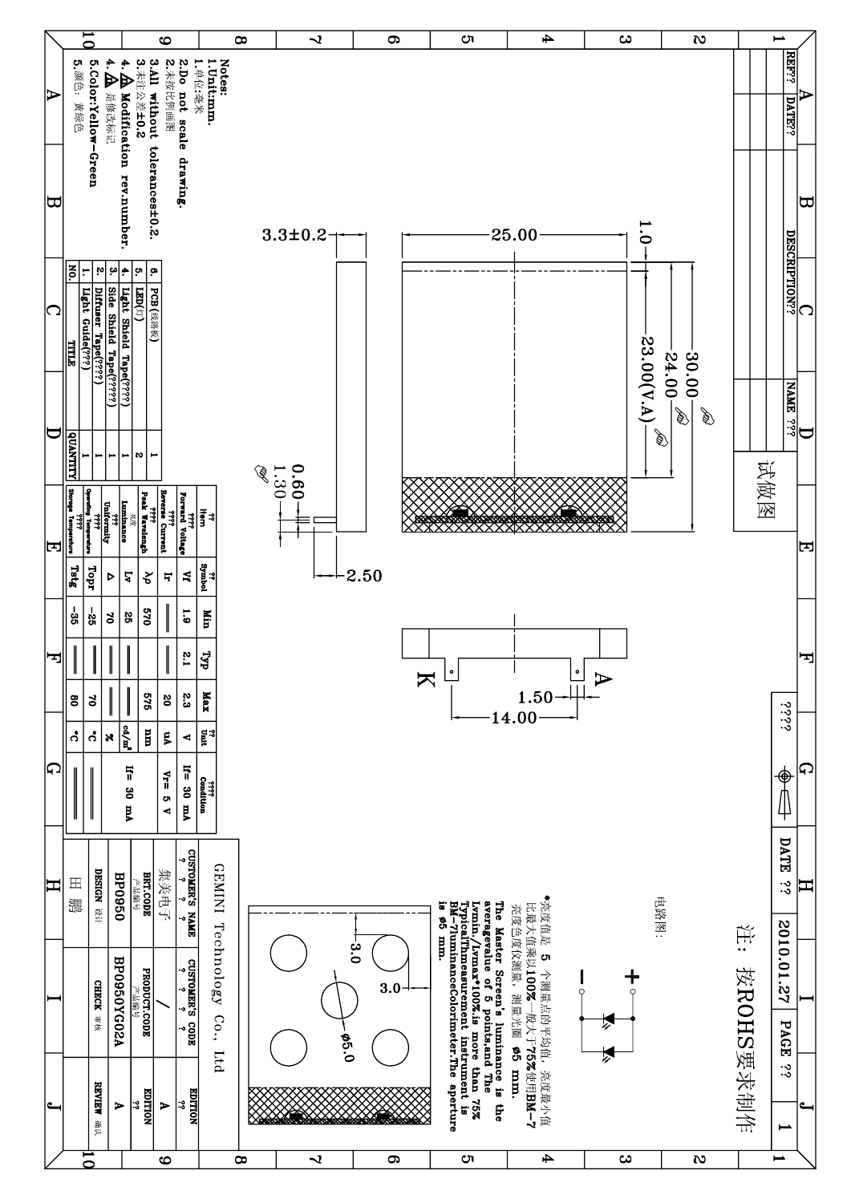试做图

注：按ROHS要求制作

DATE ?? 2010.01.27 PAGE ?? 1

Notes:
1.Unit:mm.
1.单位:毫米
2.Do not scale drawing.
2.未按比例画图
3.All without tolerances±0.2.
3.未注公差±0.2
4. Modification rev.number.
4. 是修改标记
5.Color:Yellow-Green
5.颜色：黄绿色

| NO. | TITLE | QUANTITY |
|---|---|---|
| 6. | PCB(线路板) | 1 |
| 5. | LED(灯) | 2 |
| 3. | Light Shield Tape(????) | 1 |
| 2. | Side Shield Tape(????) | 1 |
| 2. | Diffuser Tape(????) | 1 |
| 1. | Light Guide(???) | 1 |

| ?? Item | ?? Symbol | Min | Typ | Max | ?? Unit | ???? Condition |
|---|---|---|---|---|---|---|
| ???? Forward Voltage | Vf | 1.9 | 2.1 | 2.3 | V | If= 30 mA |
| ???? Reverse Current | Ir | — | — | 20 | uA | Vr= 5 V |
| Peak Wavelength | λp | 570 | | 575 | nm | If= 30 mA |
| 亮度 Luminance | Lv | 25 | | | cd/m² | |
| ??? Uniformity | Δ | 70 | — | — | % | |
| ???? Operating Temperature | Topr | -25 | — | 70 | °C | — |
| ???? Storage Temperature | Tstg | -35 | — | 80 | °C | — |

Dimensions: 25.00; 30.00; 24.00; 23.00(V.A); 1.0; 3.3±0.2; 0.60; 1.30; 2.50; 1.50; 14.00; K; A; 3.0; 3.0; φ5.0

电路图:

*亮度值是 5 个测量点的平均值，亮度最小值比最大值乘以100%一般大于75%使用BM-7亮度色度仪测量，测量光圈 φ5 mm.

The Master Screen's luminance is the averagevalue of 5 points,and The lvmin./lvmax*100%,is more than 75% TypicalThmeasurement instrument is BM-7luminanceColorimeter.The aperture is φ5 mm.

GEMINI Technology Co., Ltd

| CUSTOMER'S NAME ? ? ? ? | CUSTOMER'S CODE ? ? ? ? | EDITION ?? |
|---|---|---|
| 集美电子 | / | A |
| BRT.CODE 产品编号 | PRODUCT.CODE 产品编号 | EDITION ?? |
| BP0950 | BP0950YG02A | A |
| DESIGN 设计 | CHECK 审核 | REVIEW 确认 |
| 田 鹏 | | |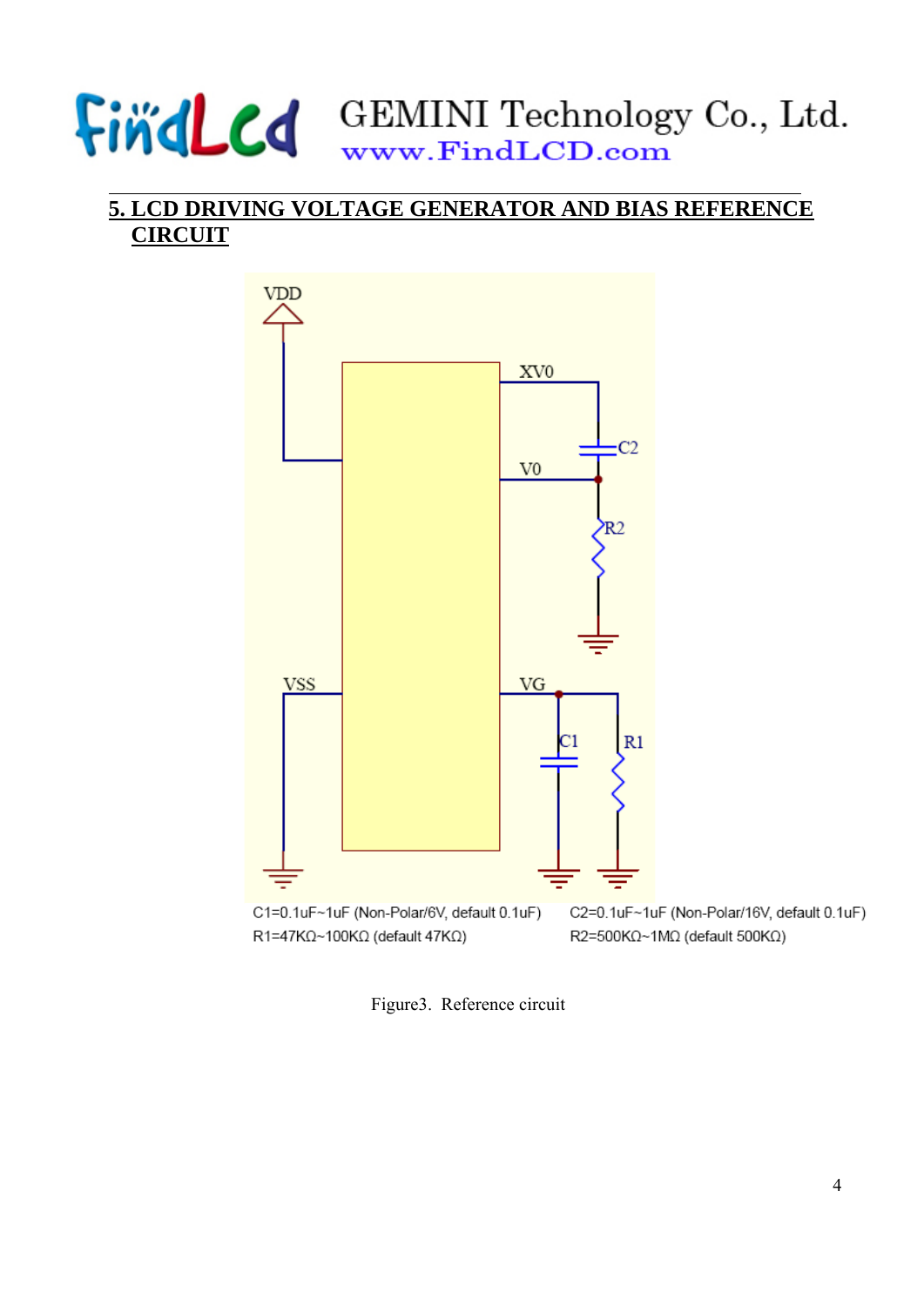## 5. LCD DRIVING VOLTAGE GENERATOR AND BIAS REFERENCE CIRCUIT

C1=0.1uF~1uF (Non-Polar/6V, default 0.1uF)

R1=47KΩ~100KΩ (default 47KΩ)

C2=0.1uF~1uF (Non-Polar/16V, default 0.1uF)

R2=500KΩ~1MΩ (default 500KΩ)

Figure3. Reference circuit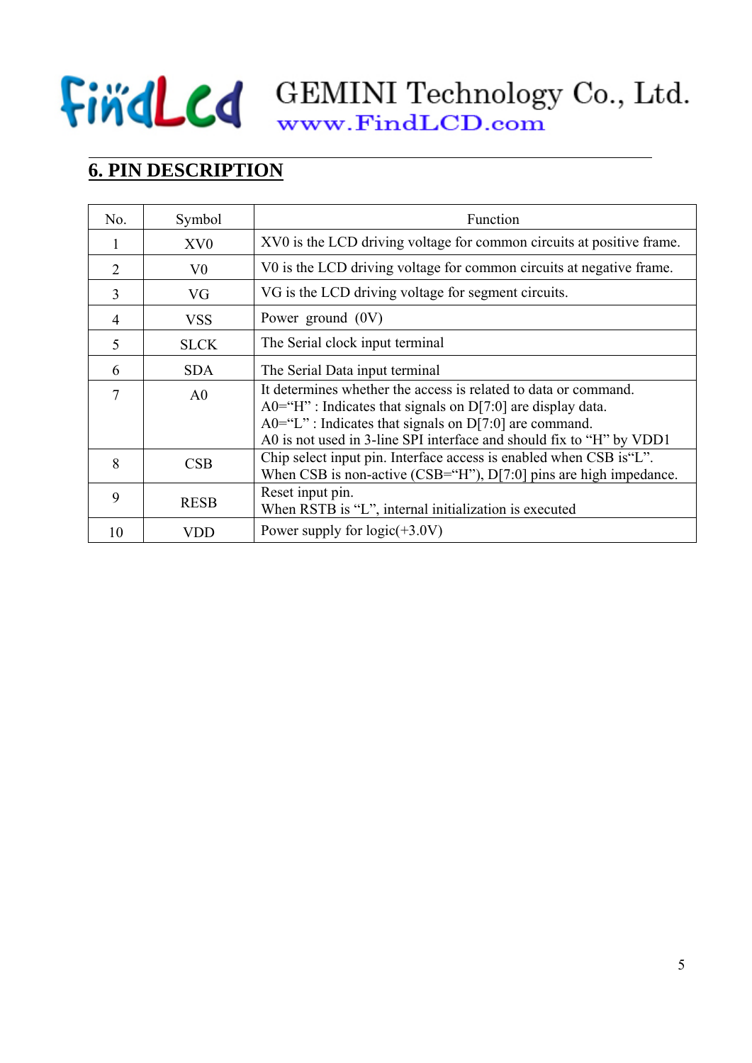## 6. PIN DESCRIPTION

| No. | Symbol | Function |
|---|---|---|
| 1 | XV0 | XV0 is the LCD driving voltage for common circuits at positive frame. |
| 2 | V0 | V0 is the LCD driving voltage for common circuits at negative frame. |
| 3 | VG | VG is the LCD driving voltage for segment circuits. |
| 4 | VSS | Power ground (0V) |
| 5 | SLCK | The Serial clock input terminal |
| 6 | SDA | The Serial Data input terminal |
| 7 | A0 | It determines whether the access is related to data or command.<br>A0="H" : Indicates that signals on D[7:0] are display data.<br>A0="L" : Indicates that signals on D[7:0] are command.<br>A0 is not used in 3-line SPI interface and should fix to "H" by VDD1 |
| 8 | CSB | Chip select input pin. Interface access is enabled when CSB is"L".<br>When CSB is non-active (CSB="H"), D[7:0] pins are high impedance. |
| 9 | RESB | Reset input pin.<br>When RSTB is "L", internal initialization is executed |
| 10 | VDD | Power supply for logic(+3.0V) |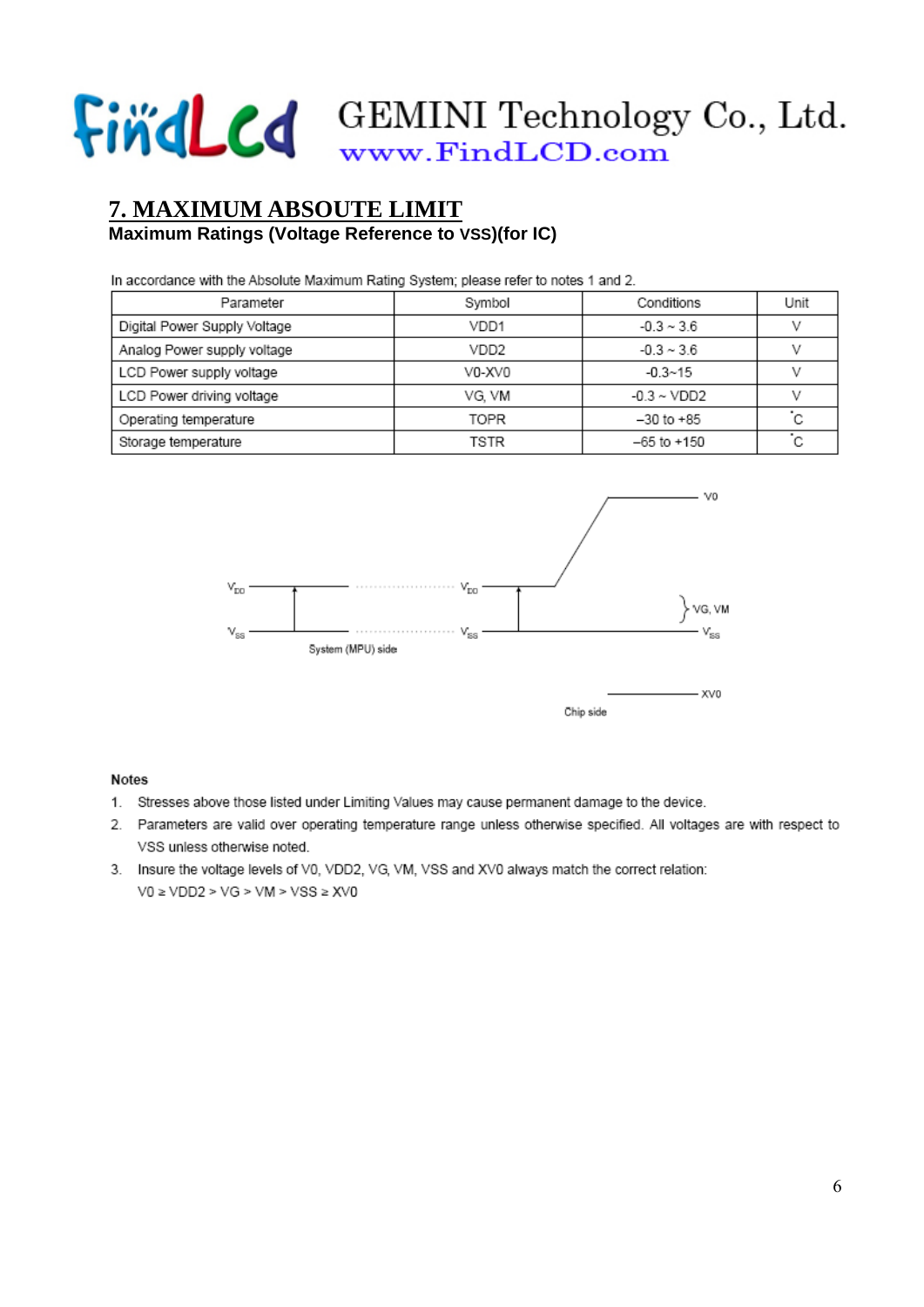## 7. MAXIMUM ABSOUTE LIMIT

**Maximum Ratings (Voltage Reference to VSS)(for IC)**

In accordance with the Absolute Maximum Rating System; please refer to notes 1 and 2.

| Parameter | Symbol | Conditions | Unit |
|---|---|---|---|
| Digital Power Supply Voltage | VDD1 | -0.3 ~ 3.6 | V |
| Analog Power supply voltage | VDD2 | -0.3 ~ 3.6 | V |
| LCD Power supply voltage | V0-XV0 | -0.3~15 | V |
| LCD Power driving voltage | VG, VM | -0.3 ~ VDD2 | V |
| Operating temperature | TOPR | –30 to +85 | ˚C |
| Storage temperature | TSTR | –65 to +150 | ˚C |

$V_{DD}$ $V_{SS}$ System (MPU) side $V_{DD}$ $V_{SS}$ V0 VG, VM XV0 Chip side

**Notes**

1. Stresses above those listed under Limiting Values may cause permanent damage to the device.
2. Parameters are valid over operating temperature range unless otherwise specified. All voltages are with respect to VSS unless otherwise noted.
3. Insure the voltage levels of V0, VDD2, VG, VM, VSS and XV0 always match the correct relation:
   V0 ≥ VDD2 > VG > VM > VSS ≥ XV0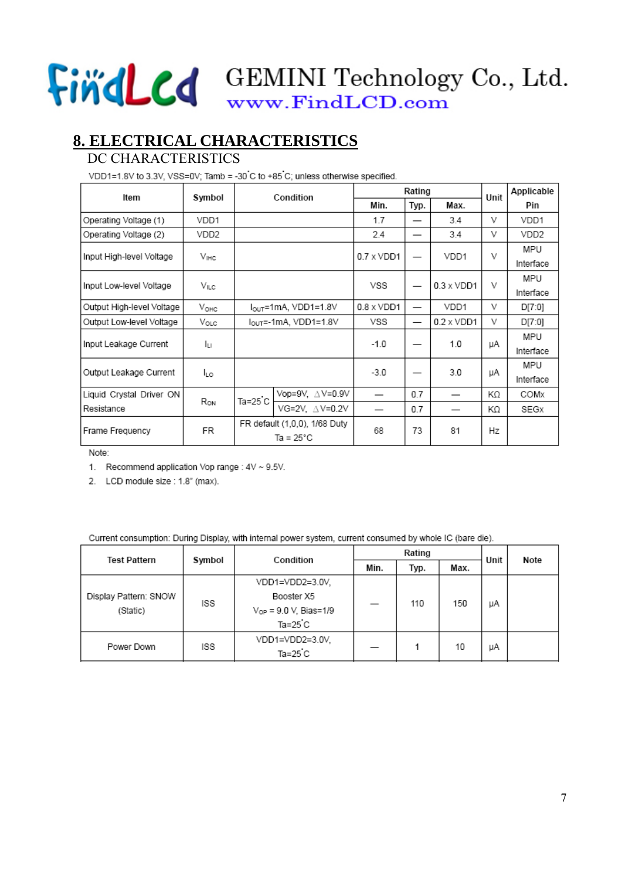## 8. ELECTRICAL CHARACTERISTICS

### DC CHARACTERISTICS

VDD1=1.8V to 3.3V, VSS=0V; Tamb = -30˚C to +85˚C; unless otherwise specified.

| Item | Symbol | Condition | | Rating | | | Unit | Applicable Pin |
|---|---|---|---|---|---|---|---|---|
| | | | | Min. | Typ. | Max. | | |
| Operating Voltage (1) | VDD1 | | | 1.7 | — | 3.4 | V | VDD1 |
| Operating Voltage (2) | VDD2 | | | 2.4 | — | 3.4 | V | VDD2 |
| Input High-level Voltage | $V_{IHC}$ | | | 0.7 x VDD1 | — | VDD1 | V | MPU Interface |
| Input Low-level Voltage | $V_{ILC}$ | | | VSS | — | 0.3 x VDD1 | V | MPU Interface |
| Output High-level Voltage | $V_{OHC}$ | $I_{OUT}$=1mA, VDD1=1.8V | | 0.8 x VDD1 | — | VDD1 | V | D[7:0] |
| Output Low-level Voltage | $V_{OLC}$ | $I_{OUT}$=-1mA, VDD1=1.8V | | VSS | — | 0.2 x VDD1 | V | D[7:0] |
| Input Leakage Current | $I_{LI}$ | | | -1.0 | — | 1.0 | μA | MPU Interface |
| Output Leakage Current | $I_{LO}$ | | | -3.0 | — | 3.0 | μA | MPU Interface |
| Liquid Crystal Driver ON Resistance | $R_{ON}$ | Ta=25˚C | Vop=9V, △V=0.9V | — | 0.7 | — | KΩ | COMx |
| | | | VG=2V, △V=0.2V | — | 0.7 | — | KΩ | SEGx |
| Frame Frequency | FR | FR default (1,0,0), 1/68 Duty Ta = 25°C | | 68 | 73 | 81 | Hz | |

Note:

1. Recommend application Vop range : 4V ~ 9.5V.
2. LCD module size : 1.8" (max).

Current consumption: During Display, with internal power system, current consumed by whole IC (bare die).

| Test Pattern | Symbol | Condition | Rating | | | Unit | Note |
|---|---|---|---|---|---|---|---|
| | | | Min. | Typ. | Max. | | |
| Display Pattern: SNOW (Static) | ISS | VDD1=VDD2=3.0V, Booster X5 $V_{OP}$ = 9.0 V, Bias=1/9 Ta=25˚C | — | 110 | 150 | μA | |
| Power Down | ISS | VDD1=VDD2=3.0V, Ta=25˚C | — | 1 | 10 | μA | |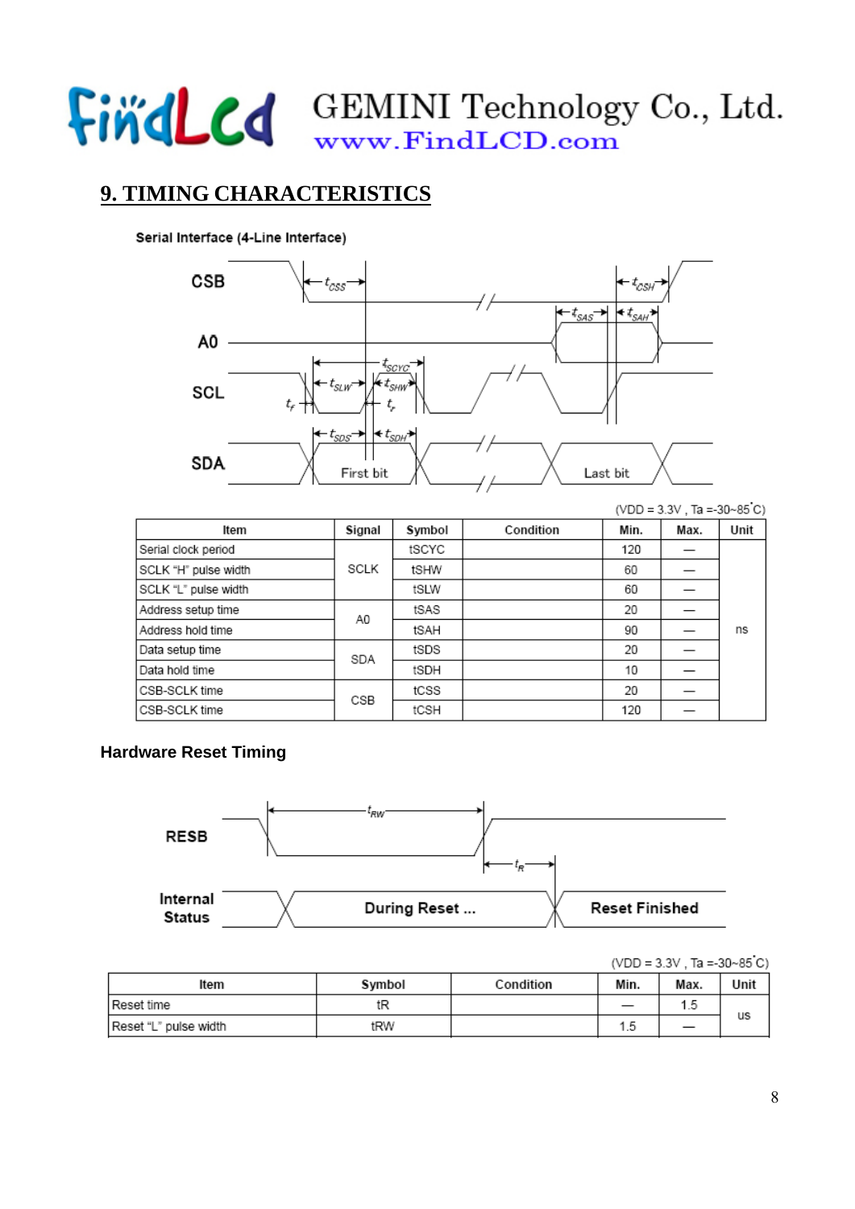## 9. TIMING CHARACTERISTICS

**Serial Interface (4-Line Interface)**

(VDD = 3.3V , Ta =-30~85˚C)

| Item | Signal | Symbol | Condition | Min. | Max. | Unit |
|---|---|---|---|---|---|---|
| Serial clock period | SCLK | tSCYC | | 120 | — | ns |
| SCLK "H" pulse width | | tSHW | | 60 | — | |
| SCLK "L" pulse width | | tSLW | | 60 | — | |
| Address setup time | A0 | tSAS | | 20 | — | |
| Address hold time | | tSAH | | 90 | — | |
| Data setup time | SDA | tSDS | | 20 | — | |
| Data hold time | | tSDH | | 10 | — | |
| CSB-SCLK time | CSB | tCSS | | 20 | — | |
| CSB-SCLK time | | tCSH | | 120 | — | |

**Hardware Reset Timing**

(VDD = 3.3V , Ta =-30~85˚C)

| Item | Symbol | Condition | Min. | Max. | Unit |
|---|---|---|---|---|---|
| Reset time | tR | | — | 1.5 | us |
| Reset "L" pulse width | tRW | | 1.5 | — | |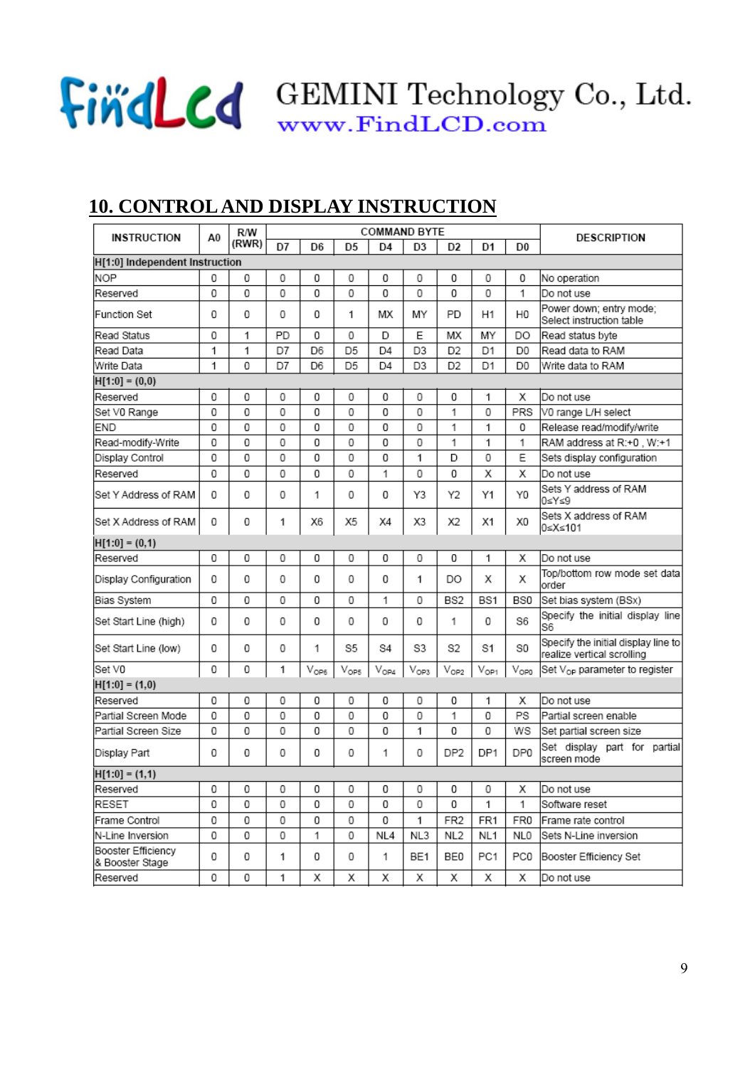## 10. CONTROL AND DISPLAY INSTRUCTION

| INSTRUCTION | A0 | R/W (RWR) | COMMAND BYTE | | | | | | | | DESCRIPTION |
|---|---|---|---|---|---|---|---|---|---|---|---|
| | | | D7 | D6 | D5 | D4 | D3 | D2 | D1 | D0 | |
| **H[1:0] Independent Instruction** | | | | | | | | | | | |
| NOP | 0 | 0 | 0 | 0 | 0 | 0 | 0 | 0 | 0 | 0 | No operation |
| Reserved | 0 | 0 | 0 | 0 | 0 | 0 | 0 | 0 | 0 | 1 | Do not use |
| Function Set | 0 | 0 | 0 | 0 | 1 | MX | MY | PD | H1 | H0 | Power down; entry mode; Select instruction table |
| Read Status | 0 | 1 | PD | 0 | 0 | D | E | MX | MY | DO | Read status byte |
| Read Data | 1 | 1 | D7 | D6 | D5 | D4 | D3 | D2 | D1 | D0 | Read data to RAM |
| Write Data | 1 | 0 | D7 | D6 | D5 | D4 | D3 | D2 | D1 | D0 | Write data to RAM |
| **H[1:0] = (0,0)** | | | | | | | | | | | |
| Reserved | 0 | 0 | 0 | 0 | 0 | 0 | 0 | 0 | 1 | X | Do not use |
| Set V0 Range | 0 | 0 | 0 | 0 | 0 | 0 | 0 | 1 | 0 | PRS | V0 range L/H select |
| END | 0 | 0 | 0 | 0 | 0 | 0 | 0 | 1 | 1 | 0 | Release read/modify/write |
| Read-modify-Write | 0 | 0 | 0 | 0 | 0 | 0 | 0 | 1 | 1 | 1 | RAM address at R:+0 , W:+1 |
| Display Control | 0 | 0 | 0 | 0 | 0 | 0 | 1 | D | 0 | E | Sets display configuration |
| Reserved | 0 | 0 | 0 | 0 | 0 | 1 | 0 | 0 | X | X | Do not use |
| Set Y Address of RAM | 0 | 0 | 0 | 1 | 0 | 0 | Y3 | Y2 | Y1 | Y0 | Sets Y address of RAM $0 \le Y \le 9$ |
| Set X Address of RAM | 0 | 0 | 1 | X6 | X5 | X4 | X3 | X2 | X1 | X0 | Sets X address of RAM $0 \le X \le 101$ |
| **H[1:0] = (0,1)** | | | | | | | | | | | |
| Reserved | 0 | 0 | 0 | 0 | 0 | 0 | 0 | 0 | 1 | X | Do not use |
| Display Configuration | 0 | 0 | 0 | 0 | 0 | 0 | 1 | DO | X | X | Top/bottom row mode set data order |
| Bias System | 0 | 0 | 0 | 0 | 0 | 1 | 0 | BS2 | BS1 | BS0 | Set bias system (BSx) |
| Set Start Line (high) | 0 | 0 | 0 | 0 | 0 | 0 | 0 | 1 | 0 | S6 | Specify the initial display line S6 |
| Set Start Line (low) | 0 | 0 | 0 | 1 | S5 | S4 | S3 | S2 | S1 | S0 | Specify the initial display line to realize vertical scrolling |
| Set V0 | 0 | 0 | 1 | $V_{OP6}$ | $V_{OP5}$ | $V_{OP4}$ | $V_{OP3}$ | $V_{OP2}$ | $V_{OP1}$ | $V_{OP0}$ | Set $V_{OP}$ parameter to register |
| **H[1:0] = (1,0)** | | | | | | | | | | | |
| Reserved | 0 | 0 | 0 | 0 | 0 | 0 | 0 | 0 | 1 | X | Do not use |
| Partial Screen Mode | 0 | 0 | 0 | 0 | 0 | 0 | 0 | 1 | 0 | PS | Partial screen enable |
| Partial Screen Size | 0 | 0 | 0 | 0 | 0 | 0 | 1 | 0 | 0 | WS | Set partial screen size |
| Display Part | 0 | 0 | 0 | 0 | 1 | 0 | DP2 | DP1 | DP0 | | Set display part for partial screen mode |
| **H[1:0] = (1,1)** | | | | | | | | | | | |
| Reserved | 0 | 0 | 0 | 0 | 0 | 0 | 0 | 0 | 0 | X | Do not use |
| RESET | 0 | 0 | 0 | 0 | 0 | 0 | 0 | 0 | 1 | 1 | Software reset |
| Frame Control | 0 | 0 | 0 | 0 | 0 | 0 | 1 | FR2 | FR1 | FR0 | Frame rate control |
| N-Line Inversion | 0 | 0 | 0 | 1 | 0 | NL4 | NL3 | NL2 | NL1 | NL0 | Sets N-Line inversion |
| Booster Efficiency & Booster Stage | 0 | 0 | 1 | 0 | 0 | 1 | BE1 | BE0 | PC1 | PC0 | Booster Efficiency Set |
| Reserved | 0 | 0 | 1 | X | X | X | X | X | X | X | Do not use |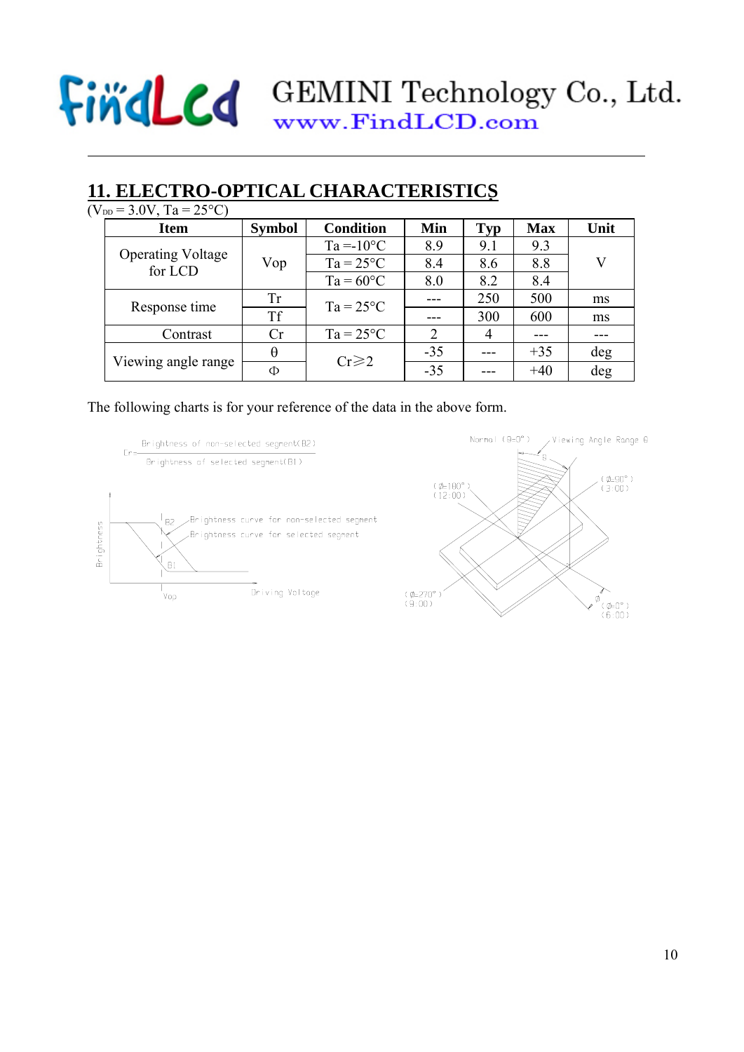## 11. ELECTRO-OPTICAL CHARACTERISTICS

($V_{DD}$ = 3.0V, Ta = 25°C)

| Item | Symbol | Condition | Min | Typ | Max | Unit |
|---|---|---|---|---|---|---|
| Operating Voltage for LCD | Vop | Ta =-10°C | 8.9 | 9.1 | 9.3 | V |
| | | Ta = 25°C | 8.4 | 8.6 | 8.8 | |
| | | Ta = 60°C | 8.0 | 8.2 | 8.4 | |
| Response time | Tr | Ta = 25°C | --- | 250 | 500 | ms |
| | Tf | | --- | 300 | 600 | ms |
| Contrast | Cr | Ta = 25°C | 2 | 4 | --- | --- |
| Viewing angle range | θ | Cr≥2 | -35 | --- | +35 | deg |
| | Φ | | -35 | --- | +40 | deg |

The following charts is for your reference of the data in the above form.

$$Cr = \frac{\text{Brightness of non-selected segment(B2)}}{\text{Brightness of selected segment(B1)}}$$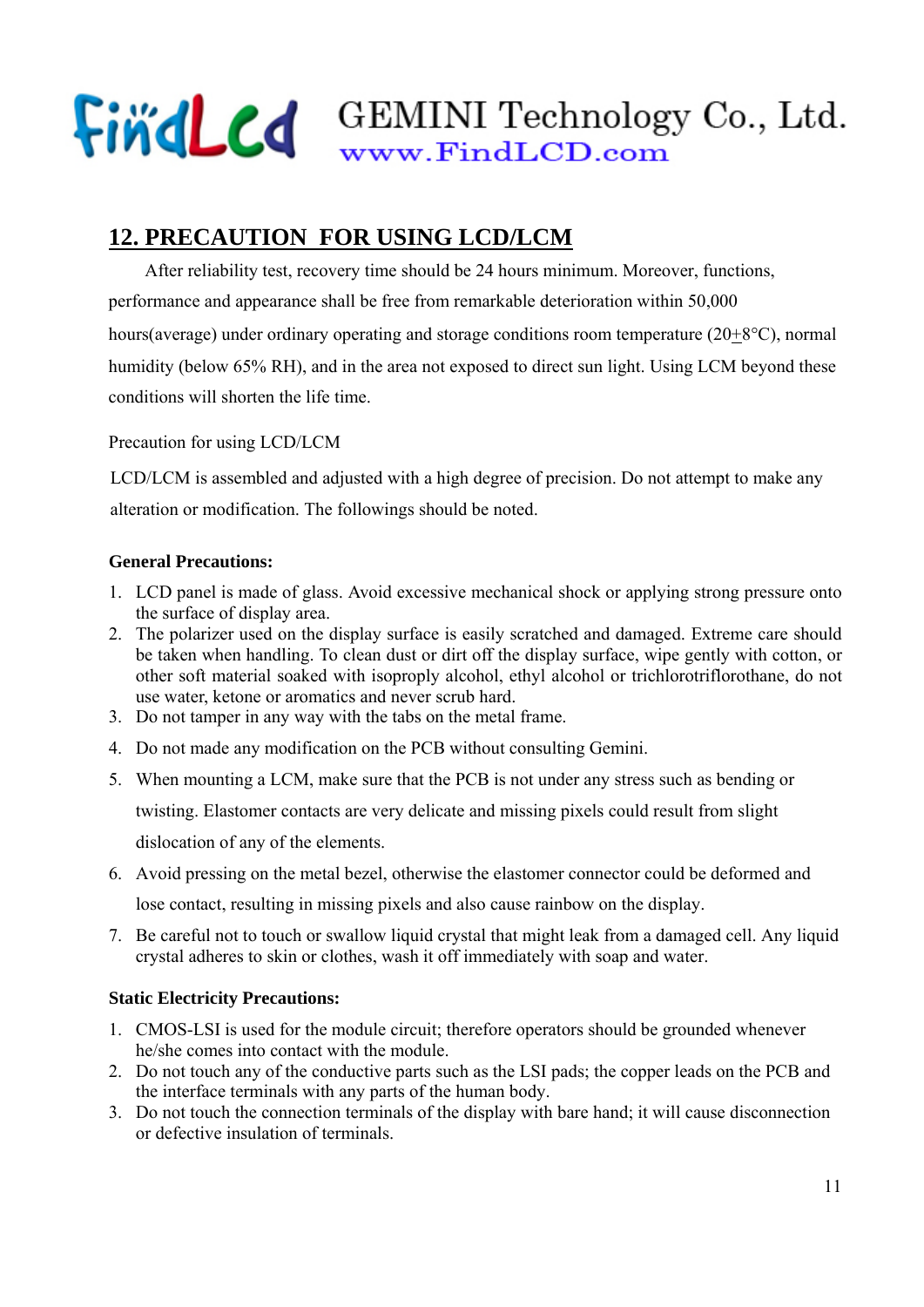## 12. PRECAUTION FOR USING LCD/LCM

After reliability test, recovery time should be 24 hours minimum. Moreover, functions, performance and appearance shall be free from remarkable deterioration within 50,000 hours(average) under ordinary operating and storage conditions room temperature (20±8°C), normal humidity (below 65% RH), and in the area not exposed to direct sun light. Using LCM beyond these conditions will shorten the life time.

Precaution for using LCD/LCM

LCD/LCM is assembled and adjusted with a high degree of precision. Do not attempt to make any alteration or modification. The followings should be noted.

**General Precautions:**

1. LCD panel is made of glass. Avoid excessive mechanical shock or applying strong pressure onto the surface of display area.
2. The polarizer used on the display surface is easily scratched and damaged. Extreme care should be taken when handling. To clean dust or dirt off the display surface, wipe gently with cotton, or other soft material soaked with isoproply alcohol, ethyl alcohol or trichlorotriflorothane, do not use water, ketone or aromatics and never scrub hard.
3. Do not tamper in any way with the tabs on the metal frame.
4. Do not made any modification on the PCB without consulting Gemini.
5. When mounting a LCM, make sure that the PCB is not under any stress such as bending or twisting. Elastomer contacts are very delicate and missing pixels could result from slight dislocation of any of the elements.
6. Avoid pressing on the metal bezel, otherwise the elastomer connector could be deformed and lose contact, resulting in missing pixels and also cause rainbow on the display.
7. Be careful not to touch or swallow liquid crystal that might leak from a damaged cell. Any liquid crystal adheres to skin or clothes, wash it off immediately with soap and water.

**Static Electricity Precautions:**

1. CMOS-LSI is used for the module circuit; therefore operators should be grounded whenever he/she comes into contact with the module.
2. Do not touch any of the conductive parts such as the LSI pads; the copper leads on the PCB and the interface terminals with any parts of the human body.
3. Do not touch the connection terminals of the display with bare hand; it will cause disconnection or defective insulation of terminals.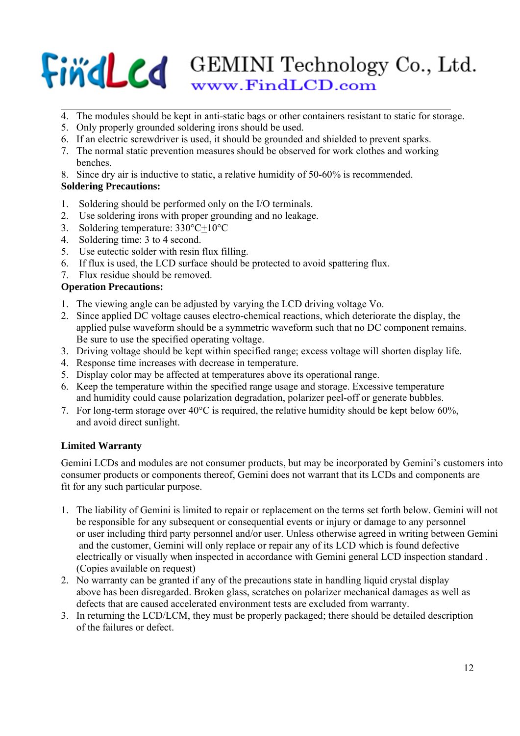4. The modules should be kept in anti-static bags or other containers resistant to static for storage.
5. Only properly grounded soldering irons should be used.
6. If an electric screwdriver is used, it should be grounded and shielded to prevent sparks.
7. The normal static prevention measures should be observed for work clothes and working benches.
8. Since dry air is inductive to static, a relative humidity of 50-60% is recommended.

**Soldering Precautions:**

1. Soldering should be performed only on the I/O terminals.
2. Use soldering irons with proper grounding and no leakage.
3. Soldering temperature: 330°C±10°C
4. Soldering time: 3 to 4 second.
5. Use eutectic solder with resin flux filling.
6. If flux is used, the LCD surface should be protected to avoid spattering flux.
7. Flux residue should be removed.

**Operation Precautions:**

1. The viewing angle can be adjusted by varying the LCD driving voltage Vo.
2. Since applied DC voltage causes electro-chemical reactions, which deteriorate the display, the applied pulse waveform should be a symmetric waveform such that no DC component remains. Be sure to use the specified operating voltage.
3. Driving voltage should be kept within specified range; excess voltage will shorten display life.
4. Response time increases with decrease in temperature.
5. Display color may be affected at temperatures above its operational range.
6. Keep the temperature within the specified range usage and storage. Excessive temperature and humidity could cause polarization degradation, polarizer peel-off or generate bubbles.
7. For long-term storage over 40°C is required, the relative humidity should be kept below 60%, and avoid direct sunlight.

**Limited Warranty**

Gemini LCDs and modules are not consumer products, but may be incorporated by Gemini's customers into consumer products or components thereof, Gemini does not warrant that its LCDs and components are fit for any such particular purpose.

1. The liability of Gemini is limited to repair or replacement on the terms set forth below. Gemini will not be responsible for any subsequent or consequential events or injury or damage to any personnel or user including third party personnel and/or user. Unless otherwise agreed in writing between Gemini and the customer, Gemini will only replace or repair any of its LCD which is found defective electrically or visually when inspected in accordance with Gemini general LCD inspection standard . (Copies available on request)
2. No warranty can be granted if any of the precautions state in handling liquid crystal display above has been disregarded. Broken glass, scratches on polarizer mechanical damages as well as defects that are caused accelerated environment tests are excluded from warranty.
3. In returning the LCD/LCM, they must be properly packaged; there should be detailed description of the failures or defect.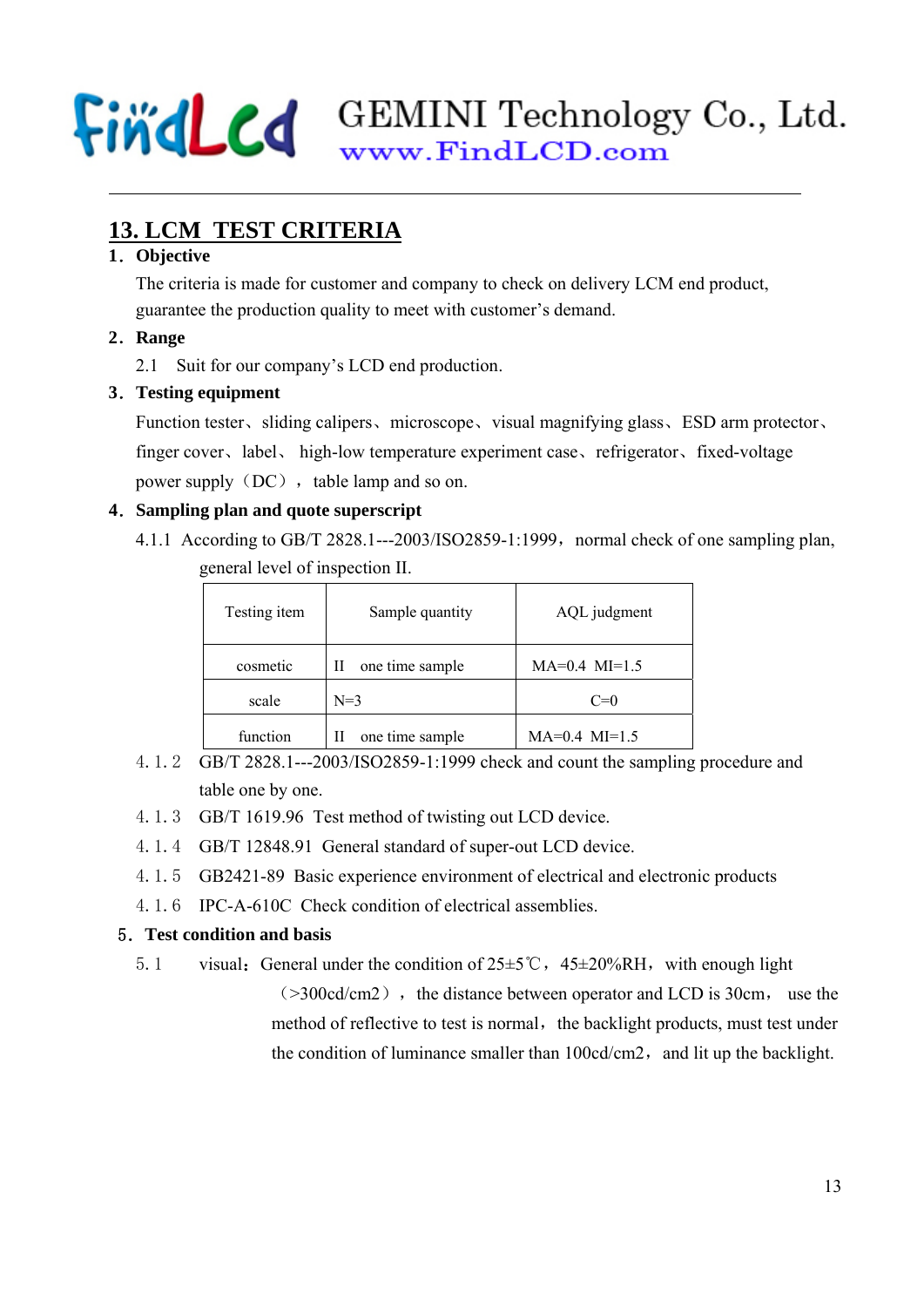## 13. LCM TEST CRITERIA

**1. Objective**

The criteria is made for customer and company to check on delivery LCM end product, guarantee the production quality to meet with customer's demand.

**2. Range**

2.1 Suit for our company's LCD end production.

**3. Testing equipment**

Function tester、sliding calipers、microscope、visual magnifying glass、ESD arm protector、finger cover、label、 high-low temperature experiment case、refrigerator、fixed-voltage power supply（DC），table lamp and so on.

**4. Sampling plan and quote superscript**

4.1.1 According to GB/T 2828.1---2003/ISO2859-1:1999，normal check of one sampling plan, general level of inspection II.

| Testing item | Sample quantity | AQL judgment |
|---|---|---|
| cosmetic | II one time sample | MA=0.4 MI=1.5 |
| scale | N=3 | C=0 |
| function | II one time sample | MA=0.4 MI=1.5 |

4.1.2 GB/T 2828.1---2003/ISO2859-1:1999 check and count the sampling procedure and table one by one.

4.1.3 GB/T 1619.96 Test method of twisting out LCD device.

4.1.4 GB/T 12848.91 General standard of super-out LCD device.

4.1.5 GB2421-89 Basic experience environment of electrical and electronic products

4.1.6 IPC-A-610C Check condition of electrical assemblies.

**5. Test condition and basis**

5.1 visual：General under the condition of 25±5℃，45±20%RH，with enough light（>300cd/cm2），the distance between operator and LCD is 30cm， use the method of reflective to test is normal，the backlight products, must test under the condition of luminance smaller than 100cd/cm2，and lit up the backlight.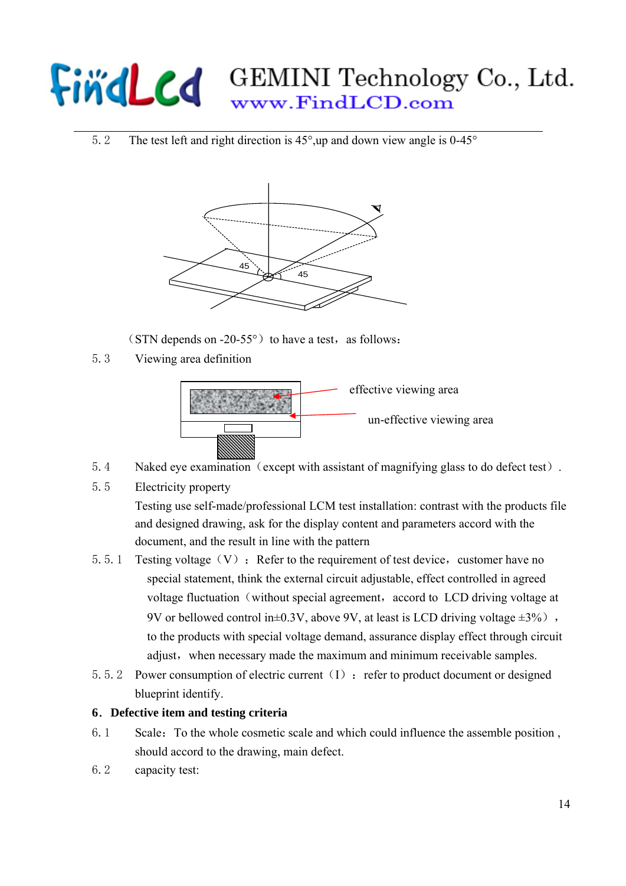5.2 The test left and right direction is 45°,up and down view angle is 0-45°

（STN depends on -20-55°）to have a test，as follows：

5.3 Viewing area definition

effective viewing area

un-effective viewing area

5.4 Naked eye examination（except with assistant of magnifying glass to do defect test）.

5.5 Electricity property

Testing use self-made/professional LCM test installation: contrast with the products file and designed drawing, ask for the display content and parameters accord with the document, and the result in line with the pattern

5.5.1 Testing voltage（V）：Refer to the requirement of test device，customer have no special statement, think the external circuit adjustable, effect controlled in agreed voltage fluctuation（without special agreement，accord to LCD driving voltage at 9V or bellowed control in±0.3V, above 9V, at least is LCD driving voltage ±3%），to the products with special voltage demand, assurance display effect through circuit adjust，when necessary made the maximum and minimum receivable samples.

5.5.2 Power consumption of electric current（I）：refer to product document or designed blueprint identify.

**6. Defective item and testing criteria**

6.1 Scale：To the whole cosmetic scale and which could influence the assemble position , should accord to the drawing, main defect.

6.2 capacity test: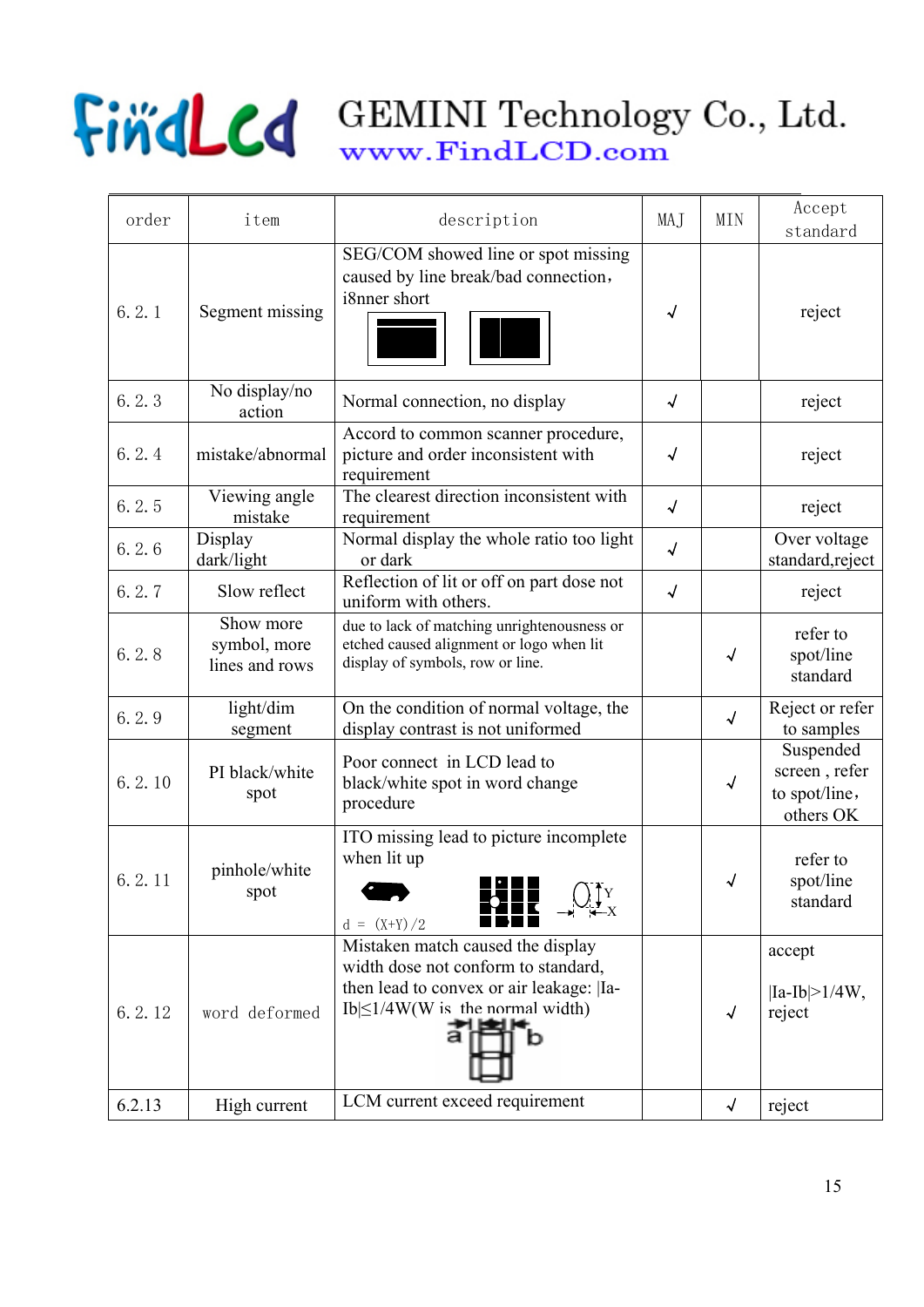| order | item | description | MAJ | MIN | Accept standard |
|---|---|---|---|---|---|
| 6. 2. 1 | Segment missing | SEG/COM showed line or spot missing caused by line break/bad connection, i8nner short | √ | | reject |
| 6. 2. 3 | No display/no action | Normal connection, no display | √ | | reject |
| 6. 2. 4 | mistake/abnormal | Accord to common scanner procedure, picture and order inconsistent with requirement | √ | | reject |
| 6. 2. 5 | Viewing angle mistake | The clearest direction inconsistent with requirement | √ | | reject |
| 6. 2. 6 | Display dark/light | Normal display the whole ratio too light or dark | √ | | Over voltage standard,reject |
| 6. 2. 7 | Slow reflect | Reflection of lit or off on part dose not uniform with others. | √ | | reject |
| 6. 2. 8 | Show more symbol, more lines and rows | due to lack of matching unrightenousness or etched caused alignment or logo when lit display of symbols, row or line. | | √ | refer to spot/line standard |
| 6. 2. 9 | light/dim segment | On the condition of normal voltage, the display contrast is not uniformed | | √ | Reject or refer to samples |
| 6. 2. 10 | PI black/white spot | Poor connect in LCD lead to black/white spot in word change procedure | | √ | Suspended screen , refer to spot/line, others OK |
| 6. 2. 11 | pinhole/white spot | ITO missing lead to picture incomplete when lit up<br>d = (X+Y)/2 | | √ | refer to spot/line standard |
| 6. 2. 12 | word deformed | Mistaken match caused the display width dose not conform to standard, then lead to convex or air leakage: $\|Ia-Ib\|\leq 1/4W$(W is the normal width) | | √ | accept<br>$\|Ia-Ib\|>1/4W$, reject |
| 6.2.13 | High current | LCM current exceed requirement | | √ | reject |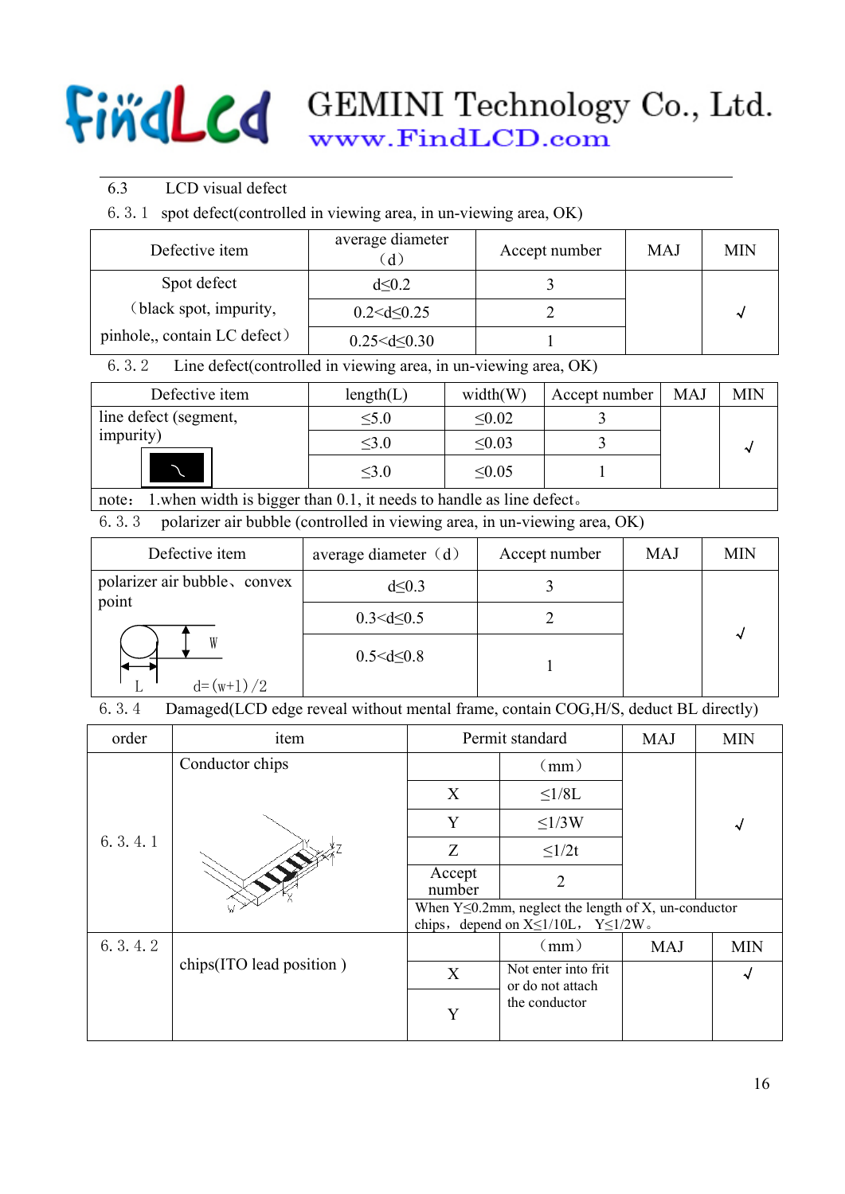6.3 LCD visual defect

6. 3. 1 spot defect(controlled in viewing area, in un-viewing area, OK)

| Defective item | average diameter（d） | Accept number | MAJ | MIN |
|---|---|---|---|---|
| Spot defect （black spot, impurity, pinhole,, contain LC defect） | d≤0.2 | 3 | | √ |
| | 0.2<d≤0.25 | 2 | | |
| | 0.25<d≤0.30 | 1 | | |

6. 3. 2 Line defect(controlled in viewing area, in un-viewing area, OK)

| Defective item | length(L) | width(W) | Accept number | MAJ | MIN |
|---|---|---|---|---|---|
| line defect (segment, impurity) | ≤5.0 | ≤0.02 | 3 | | √ |
| | ≤3.0 | ≤0.03 | 3 | | |
| | ≤3.0 | ≤0.05 | 1 | | |
| note： 1.when width is bigger than 0.1, it needs to handle as line defect。 | | | | | |

6. 3. 3 polarizer air bubble (controlled in viewing area, in un-viewing area, OK)

| Defective item | average diameter（d） | Accept number | MAJ | MIN |
|---|---|---|---|---|
| polarizer air bubble、convex point (d=(w+l)/2) | d≤0.3 | 3 | | √ |
| | 0.3<d≤0.5 | 2 | | |
| | 0.5<d≤0.8 | 1 | | |

6. 3. 4 Damaged(LCD edge reveal without mental frame, contain COG,H/S, deduct BL directly)

| order | item | Permit standard | | MAJ | MIN |
|---|---|---|---|---|---|
| 6. 3. 4. 1 | Conductor chips | | （mm） | | √ |
| | | X | ≤1/8L | | |
| | | Y | ≤1/3W | | |
| | | Z | ≤1/2t | | |
| | | Accept number | 2 | | |
| | | When Y≤0.2mm, neglect the length of X, un-conductor chips，depend on X≤1/10L， Y≤1/2W。 | | | |
| 6. 3. 4. 2 | chips(ITO lead position ) | | （mm） | MAJ | MIN |
| | | X | Not enter into frit or do not attach the conductor | | √ |
| | | Y | | | |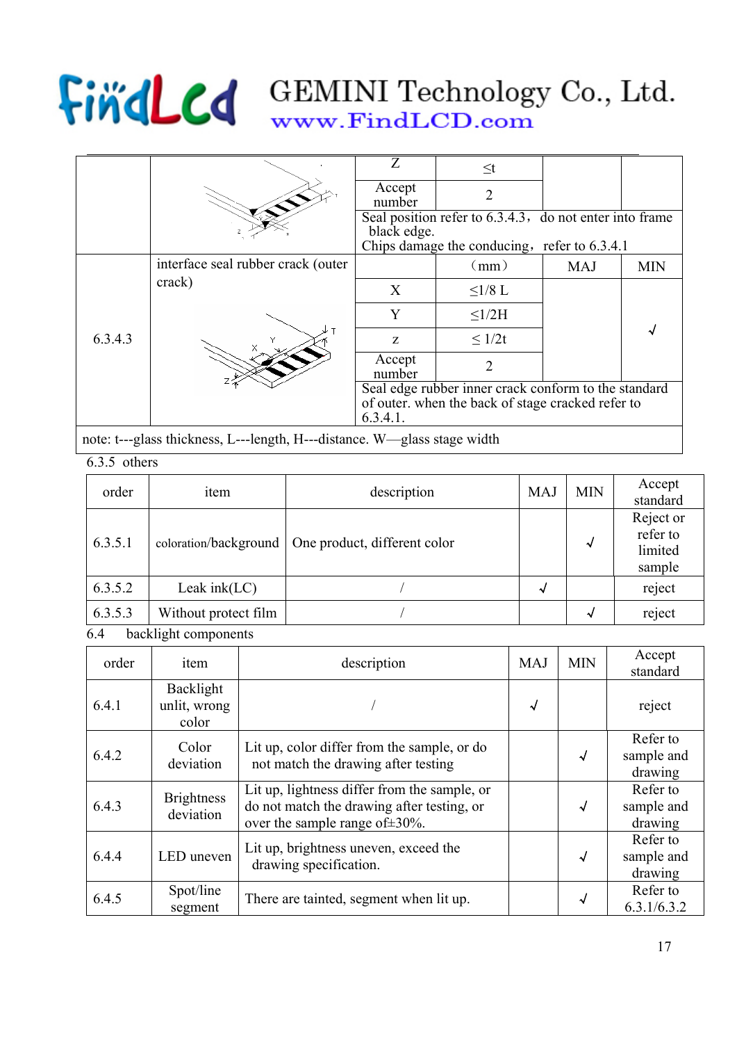| | | Z | ≤t | | |
|---|---|---|---|---|---|
| | | Accept number | 2 | | |
| | | Seal position refer to 6.3.4.3，do not enter into frame black edge. Chips damage the conducing，refer to 6.3.4.1 | | | |
| 6.3.4.3 | interface seal rubber crack (outer crack) | | （mm） | MAJ | MIN |
| | | X | ≤1/8 L | | √ |
| | | Y | ≤1/2H | | |
| | | z | ≤ 1/2t | | |
| | | Accept number | 2 | | |
| | | Seal edge rubber inner crack conform to the standard of outer. when the back of stage cracked refer to 6.3.4.1. | | | |

note: t---glass thickness, L---length, H---distance. W—glass stage width

6.3.5 others

| order | item | description | MAJ | MIN | Accept standard |
|---|---|---|---|---|---|
| 6.3.5.1 | coloration/background | One product, different color | | √ | Reject or refer to limited sample |
| 6.3.5.2 | Leak ink(LC) | / | √ | | reject |
| 6.3.5.3 | Without protect film | / | | √ | reject |

6.4 backlight components

| order | item | description | MAJ | MIN | Accept standard |
|---|---|---|---|---|---|
| 6.4.1 | Backlight unlit, wrong color | / | √ | | reject |
| 6.4.2 | Color deviation | Lit up, color differ from the sample, or do not match the drawing after testing | | √ | Refer to sample and drawing |
| 6.4.3 | Brightness deviation | Lit up, lightness differ from the sample, or do not match the drawing after testing, or over the sample range of±30%. | | √ | Refer to sample and drawing |
| 6.4.4 | LED uneven | Lit up, brightness uneven, exceed the drawing specification. | | √ | Refer to sample and drawing |
| 6.4.5 | Spot/line segment | There are tainted, segment when lit up. | | √ | Refer to 6.3.1/6.3.2 |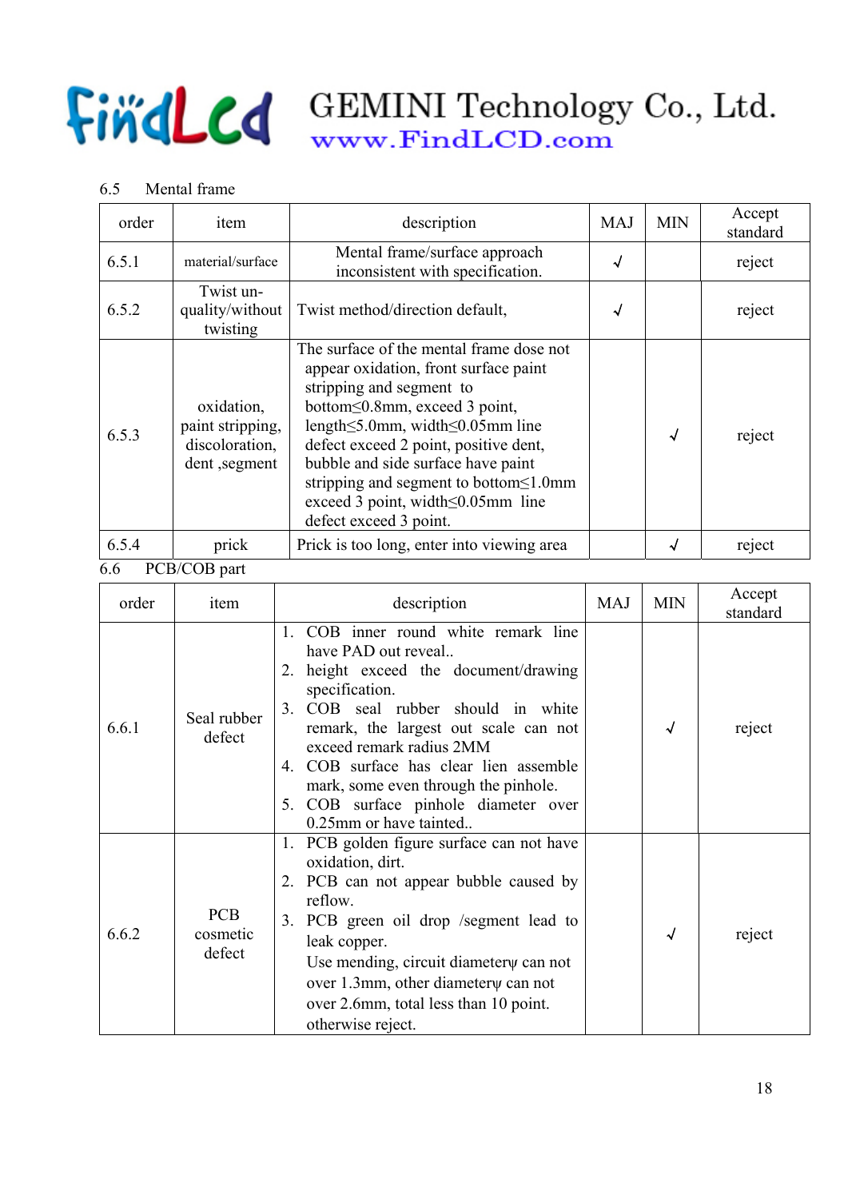6.5 Mental frame

| order | item | description | MAJ | MIN | Accept standard |
|---|---|---|---|---|---|
| 6.5.1 | material/surface | Mental frame/surface approach inconsistent with specification. | √ | | reject |
| 6.5.2 | Twist un-quality/without twisting | Twist method/direction default, | √ | | reject |
| 6.5.3 | oxidation, paint stripping, discoloration, dent ,segment | The surface of the mental frame dose not appear oxidation, front surface paint stripping and segment to bottom≤0.8mm, exceed 3 point, length≤5.0mm, width≤0.05mm line defect exceed 2 point, positive dent, bubble and side surface have paint stripping and segment to bottom≤1.0mm exceed 3 point, width≤0.05mm line defect exceed 3 point. | | √ | reject |
| 6.5.4 | prick | Prick is too long, enter into viewing area | | √ | reject |

6.6 PCB/COB part

| order | item | description | MAJ | MIN | Accept standard |
|---|---|---|---|---|---|
| 6.6.1 | Seal rubber defect | 1. COB inner round white remark line have PAD out reveal.. 2. height exceed the document/drawing specification. 3. COB seal rubber should in white remark, the largest out scale can not exceed remark radius 2MM 4. COB surface has clear lien assemble mark, some even through the pinhole. 5. COB surface pinhole diameter over 0.25mm or have tainted.. | | √ | reject |
| 6.6.2 | PCB cosmetic defect | 1. PCB golden figure surface can not have oxidation, dirt. 2. PCB can not appear bubble caused by reflow. 3. PCB green oil drop /segment lead to leak copper. Use mending, circuit diameterψ can not over 1.3mm, other diameterψ can not over 2.6mm, total less than 10 point. otherwise reject. | | √ | reject |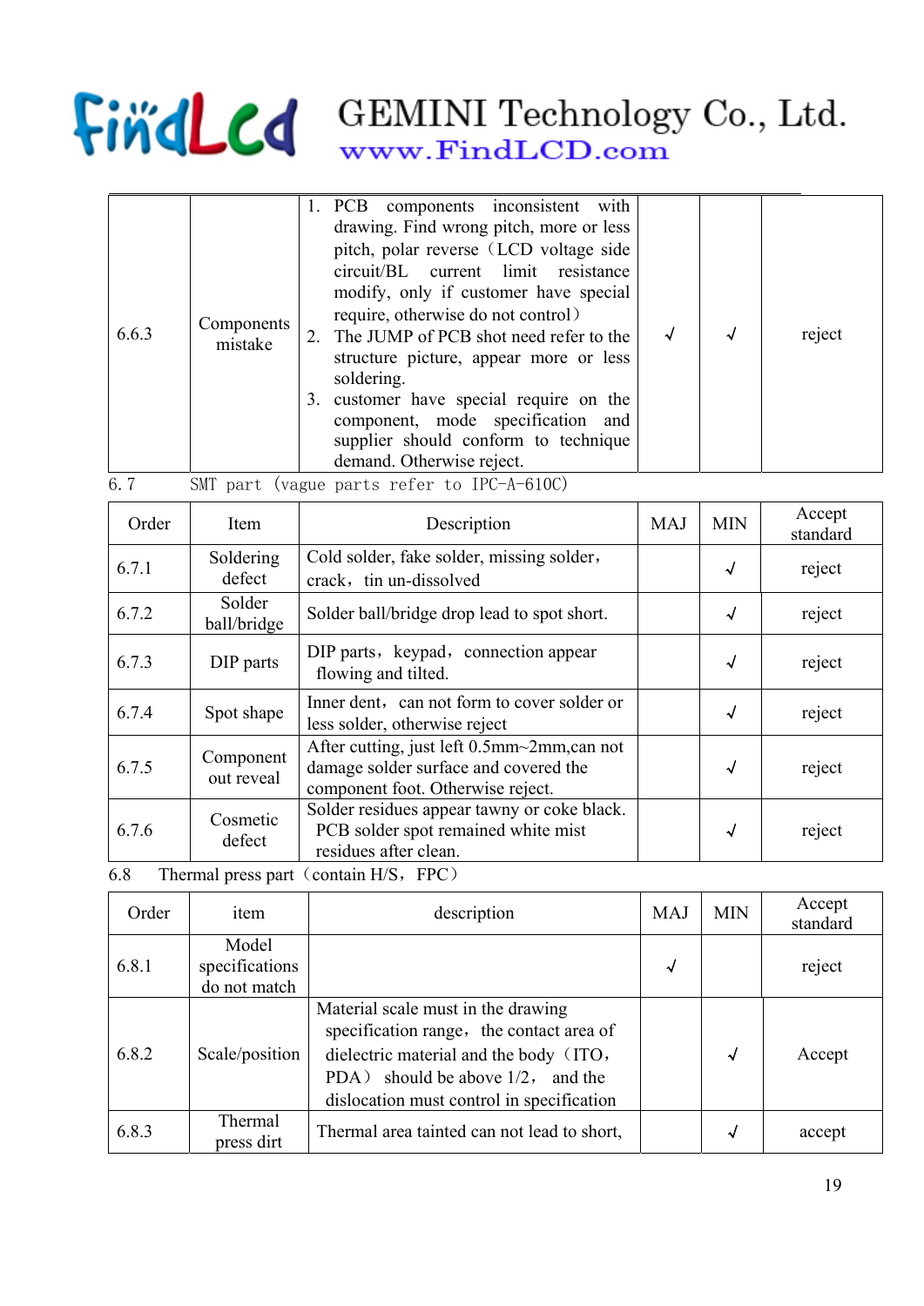| 6.6.3 | Components mistake | 1. PCB components inconsistent with drawing. Find wrong pitch, more or less pitch, polar reverse（LCD voltage side circuit/BL current limit resistance modify, only if customer have special require, otherwise do not control）<br>2. The JUMP of PCB shot need refer to the structure picture, appear more or less soldering.<br>3. customer have special require on the component, mode specification and supplier should conform to technique demand. Otherwise reject. | √ | √ | reject |
|---|---|---|---|---|---|

6.7 SMT part (vague parts refer to IPC-A-610C)

| Order | Item | Description | MAJ | MIN | Accept standard |
|---|---|---|---|---|---|
| 6.7.1 | Soldering defect | Cold solder, fake solder, missing solder，crack，tin un-dissolved | | √ | reject |
| 6.7.2 | Solder ball/bridge | Solder ball/bridge drop lead to spot short. | | √ | reject |
| 6.7.3 | DIP parts | DIP parts，keypad，connection appear flowing and tilted. | | √ | reject |
| 6.7.4 | Spot shape | Inner dent，can not form to cover solder or less solder, otherwise reject | | √ | reject |
| 6.7.5 | Component out reveal | After cutting, just left 0.5mm~2mm,can not damage solder surface and covered the component foot. Otherwise reject. | | √ | reject |
| 6.7.6 | Cosmetic defect | Solder residues appear tawny or coke black. PCB solder spot remained white mist residues after clean. | | √ | reject |

6.8 Thermal press part（contain H/S，FPC）

| Order | item | description | MAJ | MIN | Accept standard |
|---|---|---|---|---|---|
| 6.8.1 | Model specifications do not match | | √ | | reject |
| 6.8.2 | Scale/position | Material scale must in the drawing specification range，the contact area of dielectric material and the body（ITO，PDA） should be above 1/2， and the dislocation must control in specification | | √ | Accept |
| 6.8.3 | Thermal press dirt | Thermal area tainted can not lead to short, | | √ | accept |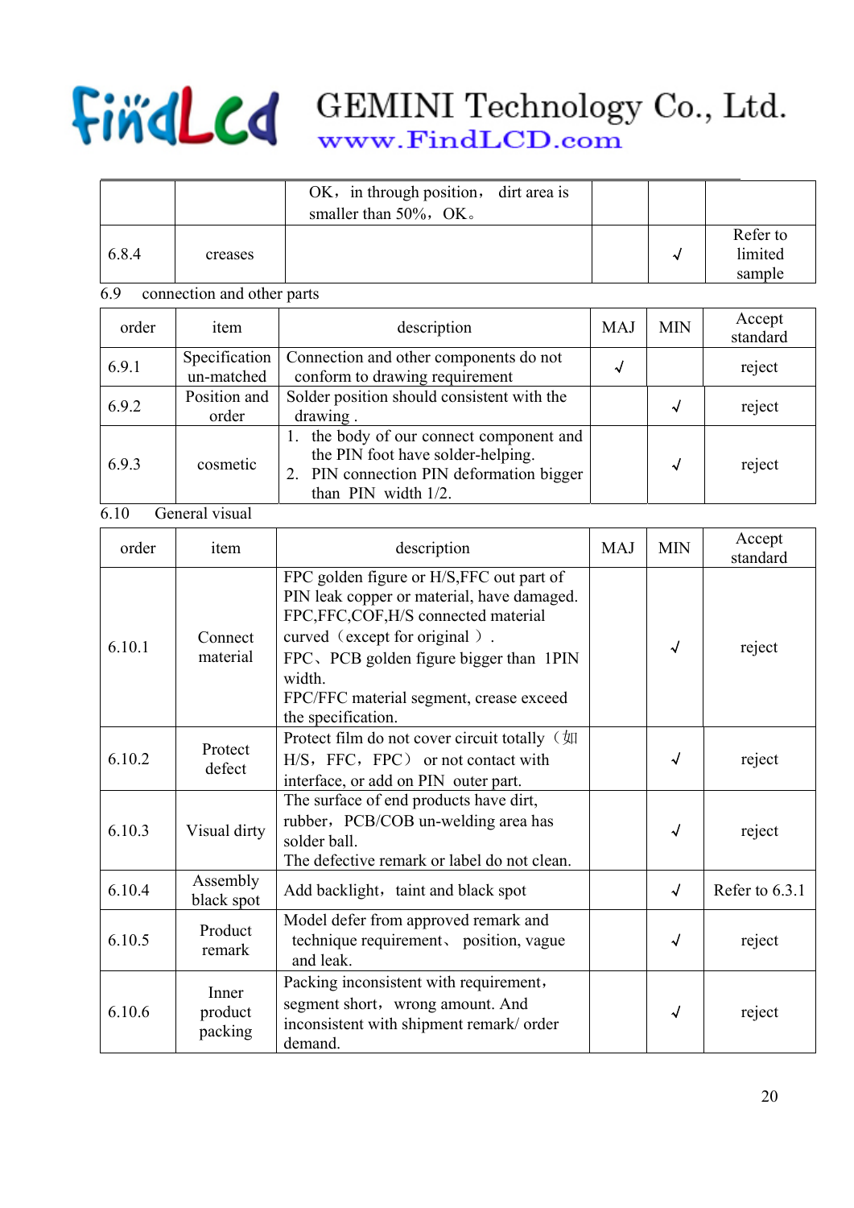| | | OK， in through position， dirt area is smaller than 50%，OK。 | | | |
|---|---|---|---|---|---|
| 6.8.4 | creases | | | √ | Refer to limited sample |

6.9 connection and other parts

| order | item | description | MAJ | MIN | Accept standard |
|---|---|---|---|---|---|
| 6.9.1 | Specification un-matched | Connection and other components do not conform to drawing requirement | √ | | reject |
| 6.9.2 | Position and order | Solder position should consistent with the drawing . | | √ | reject |
| 6.9.3 | cosmetic | 1. the body of our connect component and the PIN foot have solder-helping.<br>2. PIN connection PIN deformation bigger than PIN width 1/2. | | √ | reject |

6.10 General visual

| order | item | description | MAJ | MIN | Accept standard |
|---|---|---|---|---|---|
| 6.10.1 | Connect material | FPC golden figure or H/S,FFC out part of PIN leak copper or material, have damaged.<br>FPC,FFC,COF,H/S connected material curved（except for original ）.<br>FPC、PCB golden figure bigger than 1PIN width.<br>FPC/FFC material segment, crease exceed the specification. | | √ | reject |
| 6.10.2 | Protect defect | Protect film do not cover circuit totally（如 H/S，FFC，FPC） or not contact with interface, or add on PIN outer part. | | √ | reject |
| 6.10.3 | Visual dirty | The surface of end products have dirt, rubber，PCB/COB un-welding area has solder ball.<br>The defective remark or label do not clean. | | √ | reject |
| 6.10.4 | Assembly black spot | Add backlight，taint and black spot | | √ | Refer to 6.3.1 |
| 6.10.5 | Product remark | Model defer from approved remark and technique requirement、 position, vague and leak. | | √ | reject |
| 6.10.6 | Inner product packing | Packing inconsistent with requirement，segment short，wrong amount. And inconsistent with shipment remark/ order demand. | | √ | reject |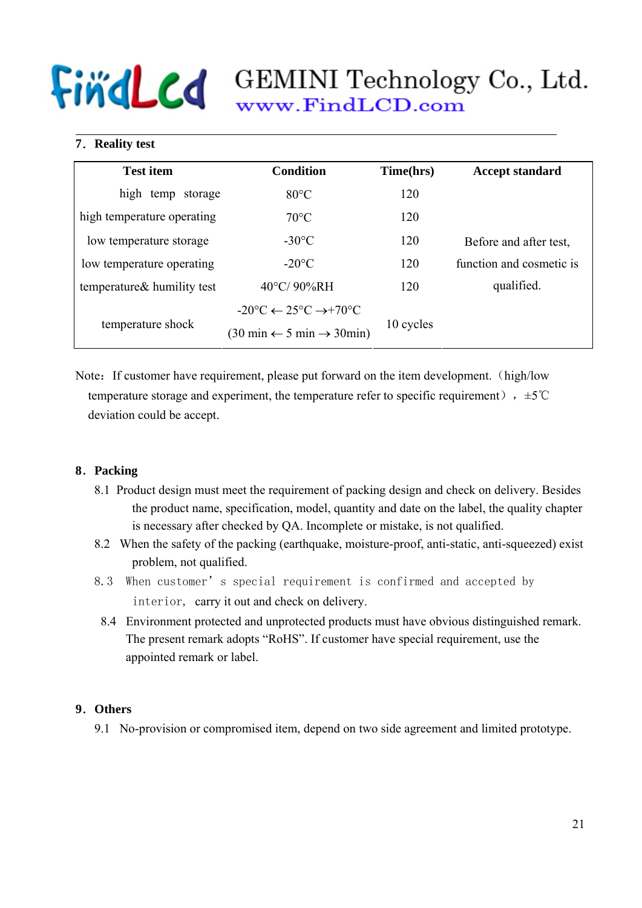## 7. Reality test

| Test item | Condition | Time(hrs) | Accept standard |
|---|---|---|---|
| high temp storage | 80°C | 120 | Before and after test, function and cosmetic is qualified. |
| high temperature operating | 70°C | 120 | |
| low temperature storage | -30°C | 120 | |
| low temperature operating | -20°C | 120 | |
| temperature& humility test | 40°C/ 90%RH | 120 | |
| temperature shock | -20°C ← 25°C →+70°C (30 min ← 5 min → 30min) | 10 cycles | |

Note: If customer have requirement, please put forward on the item development.（high/low temperature storage and experiment, the temperature refer to specific requirement）, ±5℃ deviation could be accept.

## 8. Packing

8.1 Product design must meet the requirement of packing design and check on delivery. Besides the product name, specification, model, quantity and date on the label, the quality chapter is necessary after checked by QA. Incomplete or mistake, is not qualified.

8.2 When the safety of the packing (earthquake, moisture-proof, anti-static, anti-squeezed) exist problem, not qualified.

8.3 When customer's special requirement is confirmed and accepted by interior, carry it out and check on delivery.

8.4 Environment protected and unprotected products must have obvious distinguished remark. The present remark adopts "RoHS". If customer have special requirement, use the appointed remark or label.

## 9. Others

9.1 No-provision or compromised item, depend on two side agreement and limited prototype.